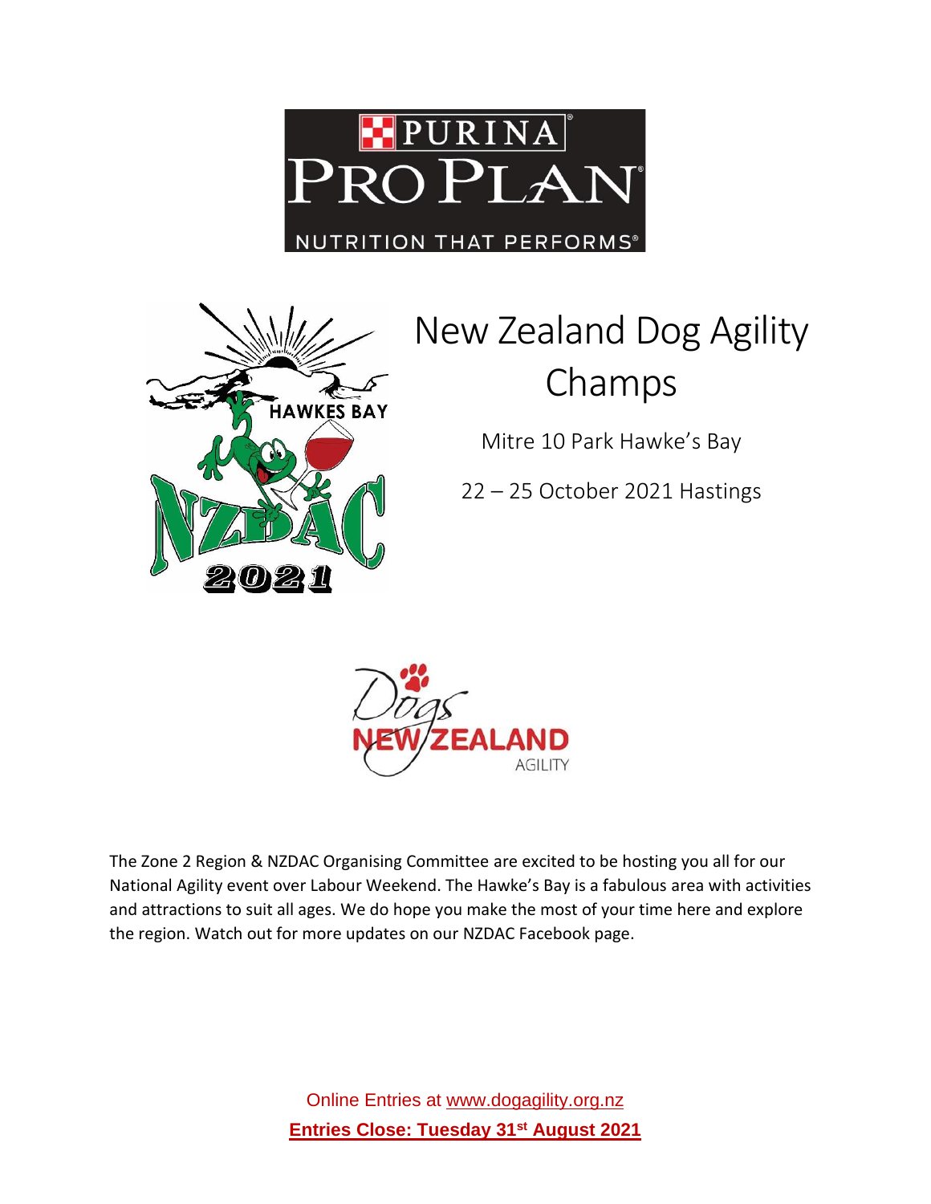# New Zealand Dog Agility Champs

Mitre 10 Park Hawke's Bay

22 – 25 October 2021 Hastings

The Zone 2 Region & NZDAC Organising Committee are excited to be hosting you all for our National Agility event over Labour Weekend. The Hawke's Bay is a fabulous area with activities and attractions to suit all ages. We do hope you make the most of your time here and explore the region. Watch out for more updates on our NZDAC Facebook page.

Online Entries at www.dogagility.org.nz

**Entries Close: Tuesday 31st August 2021**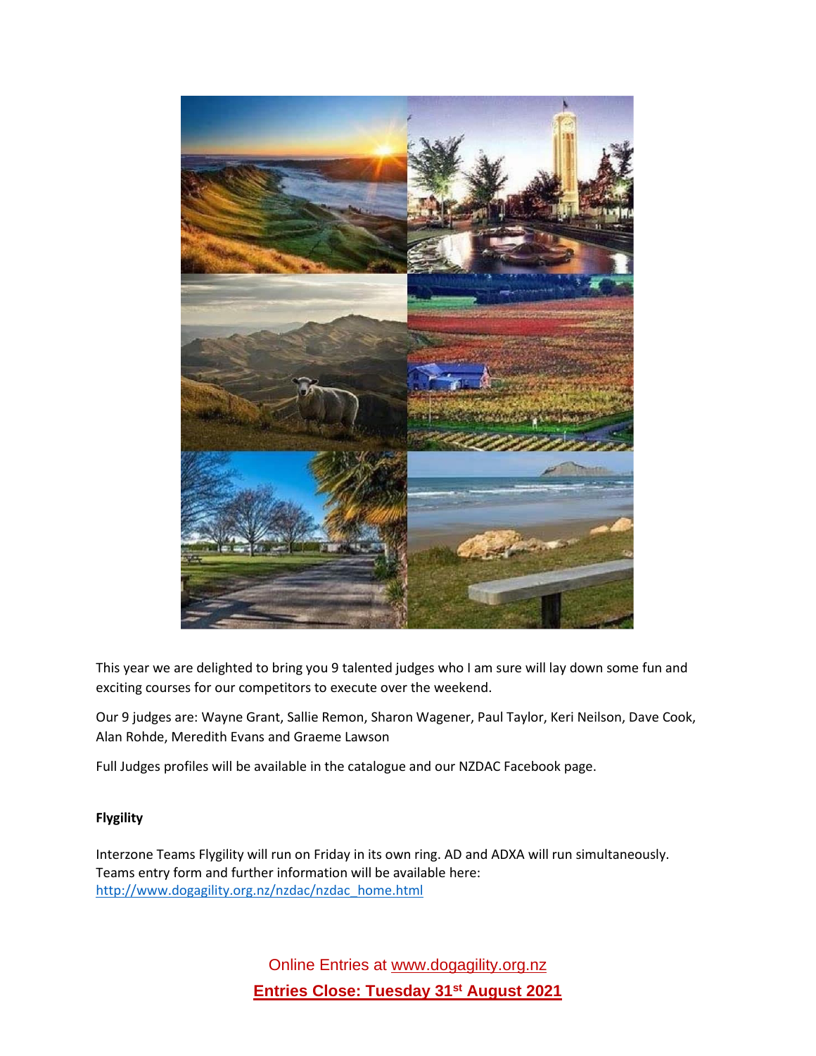This year we are delighted to bring you 9 talented judges who I am sure will lay down some fun and exciting courses for our competitors to execute over the weekend.

Our 9 judges are: Wayne Grant, Sallie Remon, Sharon Wagener, Paul Taylor, Keri Neilson, Dave Cook, Alan Rohde, Meredith Evans and Graeme Lawson

Full Judges profiles will be available in the catalogue and our NZDAC Facebook page.

**Flygility**

Interzone Teams Flygility will run on Friday in its own ring. AD and ADXA will run simultaneously. Teams entry form and further information will be available here: http://www.dogagility.org.nz/nzdac/nzdac_home.html

Online Entries at www.dogagility.org.nz

**Entries Close: Tuesday 31st August 2021**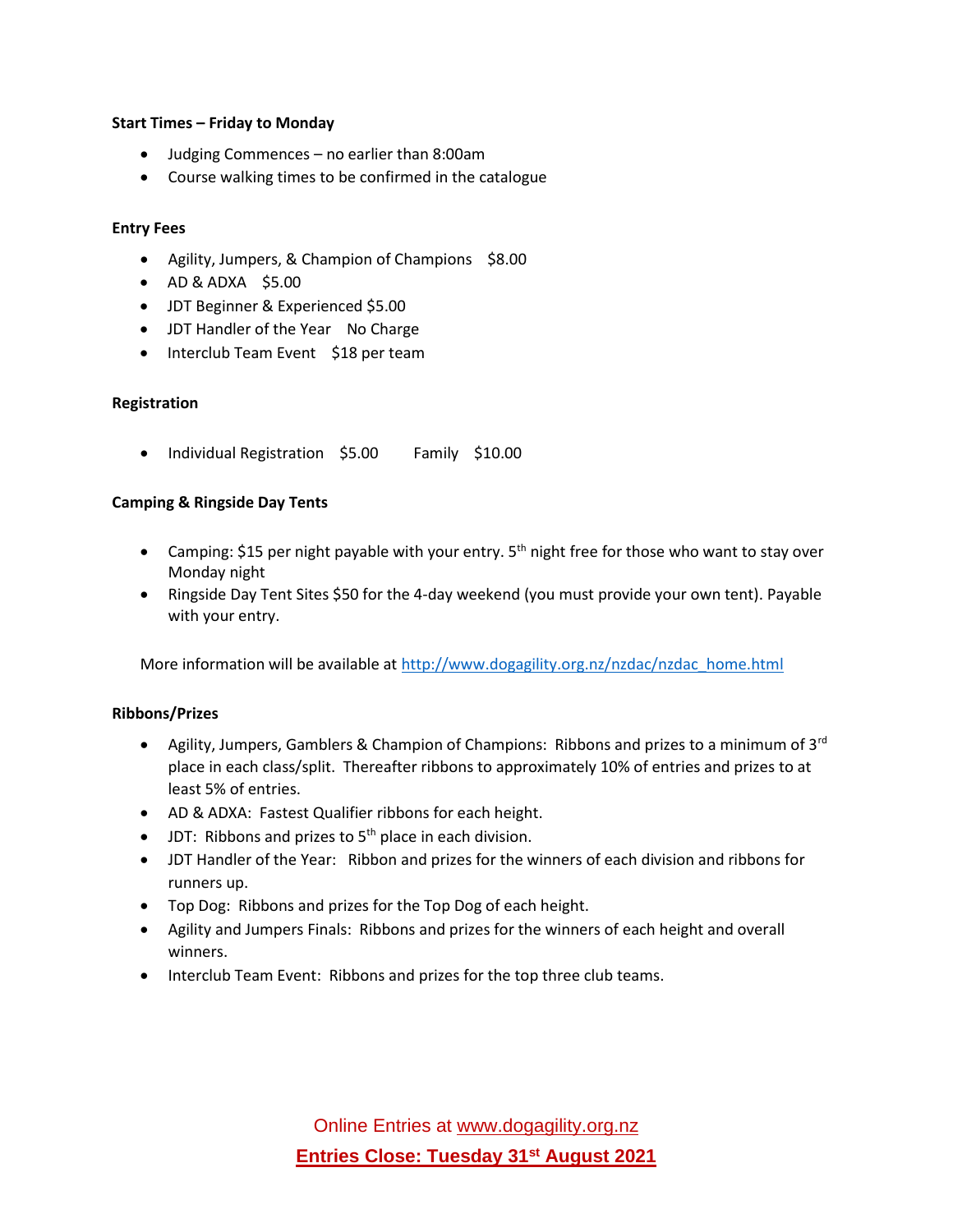**Start Times – Friday to Monday**

- Judging Commences – no earlier than 8:00am
- Course walking times to be confirmed in the catalogue

**Entry Fees**

- Agility, Jumpers, & Champion of Champions $8.00
- AD & ADXA $5.00
- JDT Beginner & Experienced $5.00
- JDT Handler of the Year No Charge
- Interclub Team Event $18 per team

**Registration**

- Individual Registration $5.00 Family $10.00

**Camping & Ringside Day Tents**

- Camping: $15 per night payable with your entry. 5th night free for those who want to stay over Monday night
- Ringside Day Tent Sites $50 for the 4-day weekend (you must provide your own tent). Payable with your entry.

More information will be available at http://www.dogagility.org.nz/nzdac/nzdac_home.html

**Ribbons/Prizes**

- Agility, Jumpers, Gamblers & Champion of Champions: Ribbons and prizes to a minimum of 3rd place in each class/split. Thereafter ribbons to approximately 10% of entries and prizes to at least 5% of entries.
- AD & ADXA: Fastest Qualifier ribbons for each height.
- JDT: Ribbons and prizes to 5th place in each division.
- JDT Handler of the Year: Ribbon and prizes for the winners of each division and ribbons for runners up.
- Top Dog: Ribbons and prizes for the Top Dog of each height.
- Agility and Jumpers Finals: Ribbons and prizes for the winners of each height and overall winners.
- Interclub Team Event: Ribbons and prizes for the top three club teams.

Online Entries at www.dogagility.org.nz

**Entries Close: Tuesday 31st August 2021**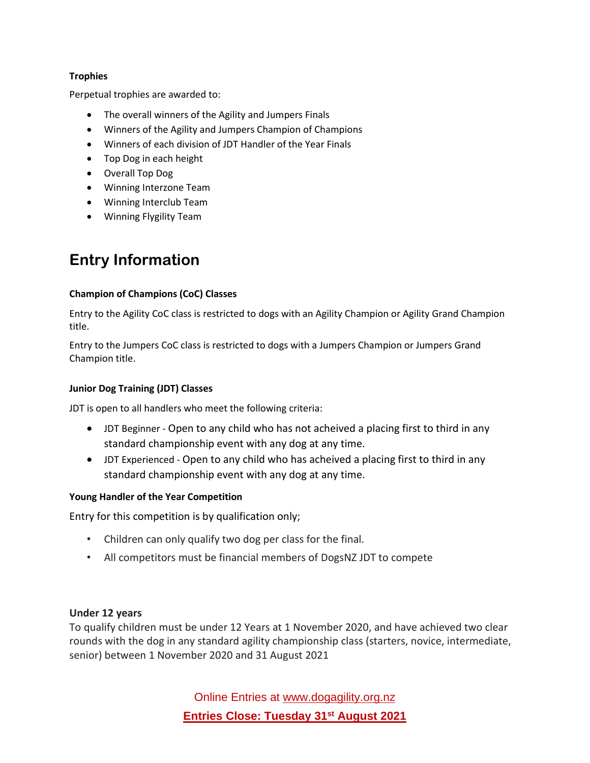**Trophies**

Perpetual trophies are awarded to:

- The overall winners of the Agility and Jumpers Finals
- Winners of the Agility and Jumpers Champion of Champions
- Winners of each division of JDT Handler of the Year Finals
- Top Dog in each height
- Overall Top Dog
- Winning Interzone Team
- Winning Interclub Team
- Winning Flygility Team

# Entry Information

**Champion of Champions (CoC) Classes**

Entry to the Agility CoC class is restricted to dogs with an Agility Champion or Agility Grand Champion title.

Entry to the Jumpers CoC class is restricted to dogs with a Jumpers Champion or Jumpers Grand Champion title.

**Junior Dog Training (JDT) Classes**

JDT is open to all handlers who meet the following criteria:

- JDT Beginner - Open to any child who has not acheived a placing first to third in any standard championship event with any dog at any time.
- JDT Experienced - Open to any child who has acheived a placing first to third in any standard championship event with any dog at any time.

**Young Handler of the Year Competition**

Entry for this competition is by qualification only;

- Children can only qualify two dog per class for the final.
- All competitors must be financial members of DogsNZ JDT to compete

**Under 12 years**

To qualify children must be under 12 Years at 1 November 2020, and have achieved two clear rounds with the dog in any standard agility championship class (starters, novice, intermediate, senior) between 1 November 2020 and 31 August 2021

Online Entries at www.dogagility.org.nz

**Entries Close: Tuesday 31st August 2021**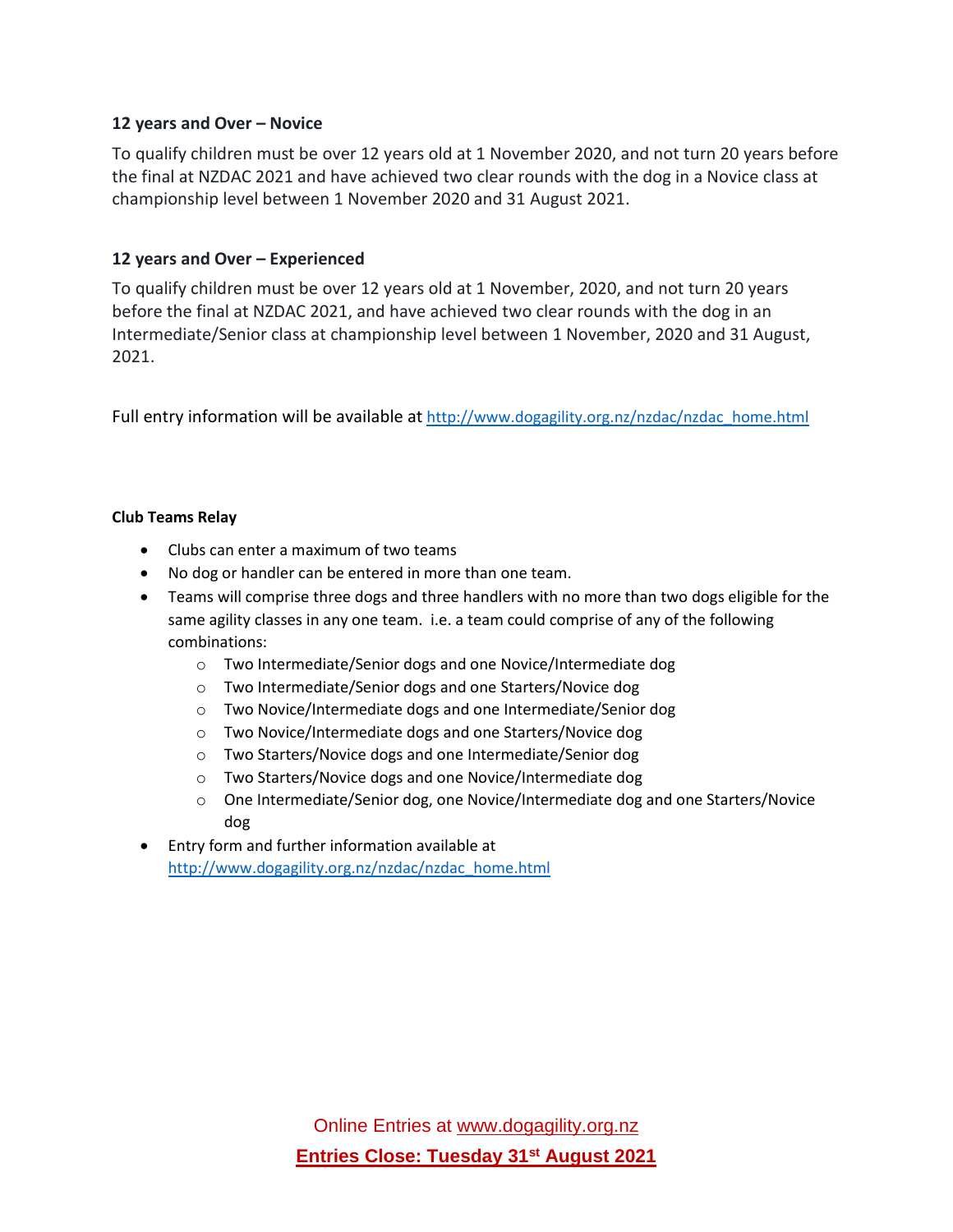**12 years and Over – Novice**

To qualify children must be over 12 years old at 1 November 2020, and not turn 20 years before the final at NZDAC 2021 and have achieved two clear rounds with the dog in a Novice class at championship level between 1 November 2020 and 31 August 2021.

**12 years and Over – Experienced**

To qualify children must be over 12 years old at 1 November, 2020, and not turn 20 years before the final at NZDAC 2021, and have achieved two clear rounds with the dog in an Intermediate/Senior class at championship level between 1 November, 2020 and 31 August, 2021.

Full entry information will be available at http://www.dogagility.org.nz/nzdac/nzdac_home.html

**Club Teams Relay**

- Clubs can enter a maximum of two teams
- No dog or handler can be entered in more than one team.
- Teams will comprise three dogs and three handlers with no more than two dogs eligible for the same agility classes in any one team. i.e. a team could comprise of any of the following combinations:
  - Two Intermediate/Senior dogs and one Novice/Intermediate dog
  - Two Intermediate/Senior dogs and one Starters/Novice dog
  - Two Novice/Intermediate dogs and one Intermediate/Senior dog
  - Two Novice/Intermediate dogs and one Starters/Novice dog
  - Two Starters/Novice dogs and one Intermediate/Senior dog
  - Two Starters/Novice dogs and one Novice/Intermediate dog
  - One Intermediate/Senior dog, one Novice/Intermediate dog and one Starters/Novice dog
- Entry form and further information available at http://www.dogagility.org.nz/nzdac/nzdac_home.html

Online Entries at www.dogagility.org.nz

**Entries Close: Tuesday 31st August 2021**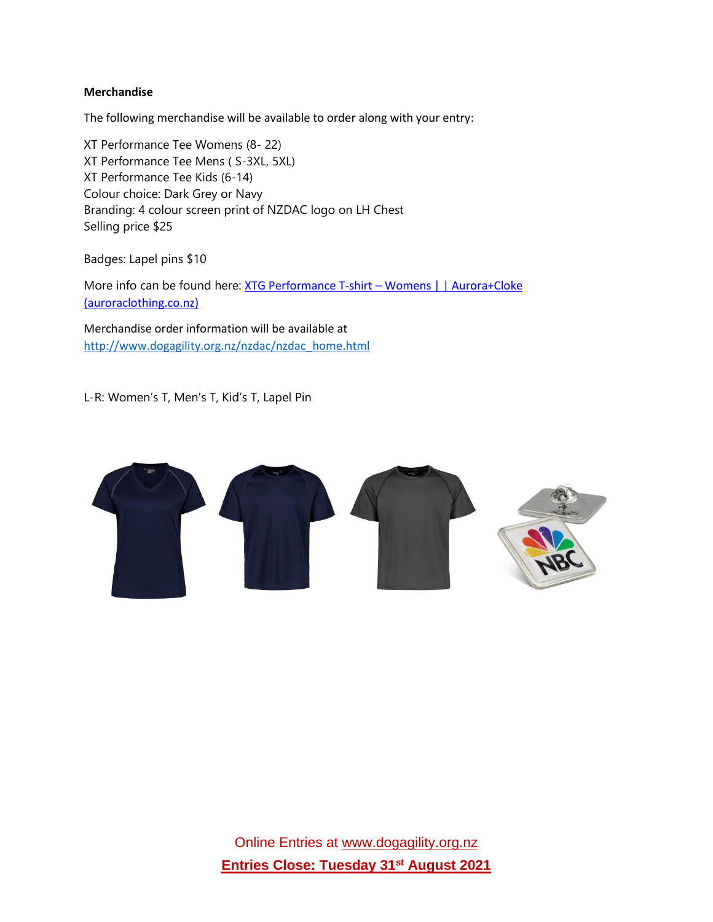**Merchandise**

The following merchandise will be available to order along with your entry:

XT Performance Tee Womens (8- 22)
XT Performance Tee Mens ( S-3XL, 5XL)
XT Performance Tee Kids (6-14)
Colour choice: Dark Grey or Navy
Branding: 4 colour screen print of NZDAC logo on LH Chest
Selling price $25

Badges: Lapel pins $10

More info can be found here: [XTG Performance T-shirt – Womens | | Aurora+Cloke (auroraclothing.co.nz)]

Merchandise order information will be available at http://www.dogagility.org.nz/nzdac/nzdac_home.html

L-R: Women's T, Men's T, Kid's T, Lapel Pin

Online Entries at www.dogagility.org.nz

**Entries Close: Tuesday 31st August 2021**